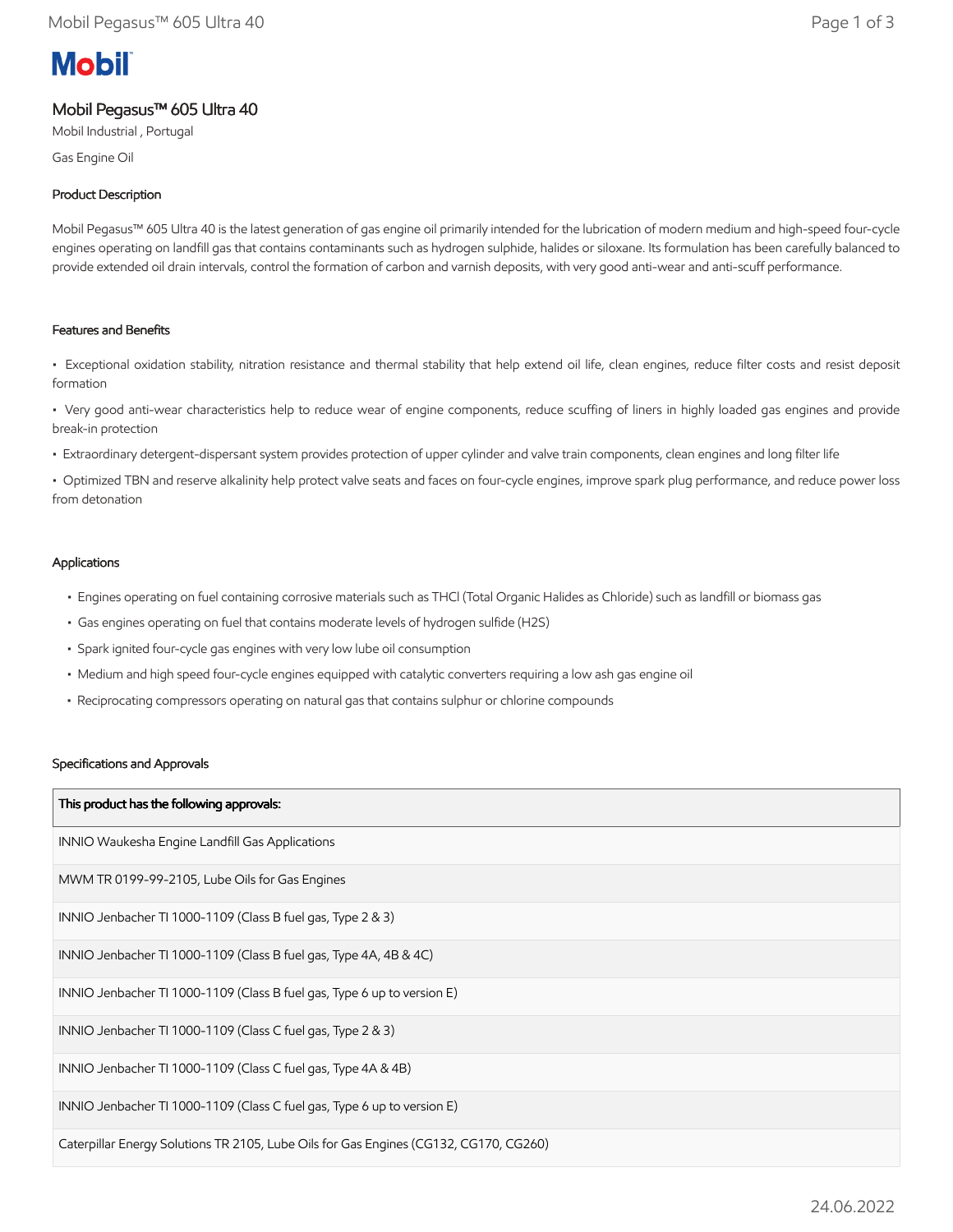**Mobil**

# Mobil Pegasus™ 605 Ultra 40

Mobil Industrial , Portugal

Gas Engine Oil

## Product Description

Mobil Pegasus™ 605 Ultra 40 is the latest generation of gas engine oil primarily intended for the lubrication of modern medium and high-speed four-cycle engines operating on landfill gas that contains contaminants such as hydrogen sulphide, halides or siloxane. Its formulation has been carefully balanced to provide extended oil drain intervals, control the formation of carbon and varnish deposits, with very good anti-wear and anti-scuff performance.

## Features and Benefits

- Exceptional oxidation stability, nitration resistance and thermal stability that help extend oil life, clean engines, reduce filter costs and resist deposit formation
- Very good anti-wear characteristics help to reduce wear of engine components, reduce scuffing of liners in highly loaded gas engines and provide break-in protection
- Extraordinary detergent-dispersant system provides protection of upper cylinder and valve train components, clean engines and long filter life
- Optimized TBN and reserve alkalinity help protect valve seats and faces on four-cycle engines, improve spark plug performance, and reduce power loss from detonation

## Applications

- Engines operating on fuel containing corrosive materials such as THCl (Total Organic Halides as Chloride) such as landfill or biomass gas
- Gas engines operating on fuel that contains moderate levels of hydrogen sulfide ($H_2S$)
- Spark ignited four-cycle gas engines with very low lube oil consumption
- Medium and high speed four-cycle engines equipped with catalytic converters requiring a low ash gas engine oil
- Reciprocating compressors operating on natural gas that contains sulphur or chlorine compounds

## Specifications and Approvals

| This product has the following approvals: |
|---|
| INNIO Waukesha Engine Landfill Gas Applications |
| MWM TR 0199-99-2105, Lube Oils for Gas Engines |
| INNIO Jenbacher TI 1000-1109 (Class B fuel gas, Type 2 & 3) |
| INNIO Jenbacher TI 1000-1109 (Class B fuel gas, Type 4A, 4B & 4C) |
| INNIO Jenbacher TI 1000-1109 (Class B fuel gas, Type 6 up to version E) |
| INNIO Jenbacher TI 1000-1109 (Class C fuel gas, Type 2 & 3) |
| INNIO Jenbacher TI 1000-1109 (Class C fuel gas, Type 4A & 4B) |
| INNIO Jenbacher TI 1000-1109 (Class C fuel gas, Type 6 up to version E) |
| Caterpillar Energy Solutions TR 2105, Lube Oils for Gas Engines (CG132, CG170, CG260) |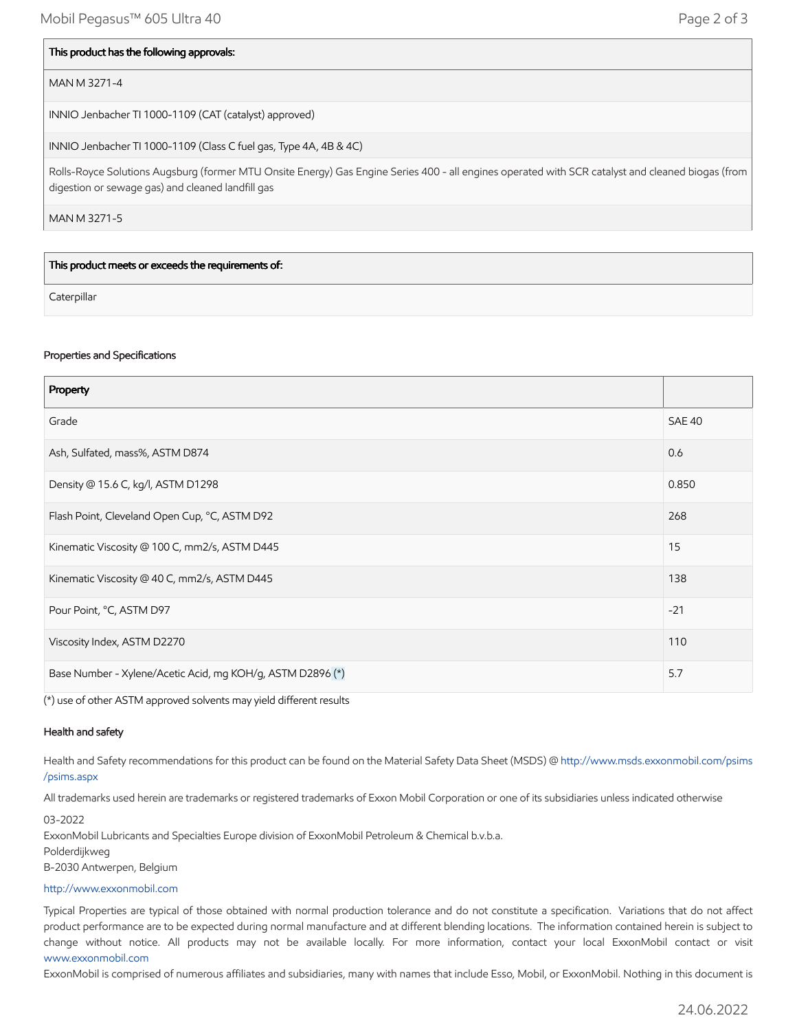| This product has the following approvals: |
| --- |
| MAN M 3271-4 |
| INNIO Jenbacher TI 1000-1109 (CAT (catalyst) approved) |
| INNIO Jenbacher TI 1000-1109 (Class C fuel gas, Type 4A, 4B & 4C) |
| Rolls-Royce Solutions Augsburg (former MTU Onsite Energy) Gas Engine Series 400 - all engines operated with SCR catalyst and cleaned biogas (from digestion or sewage gas) and cleaned landfill gas |
| MAN M 3271-5 |

| This product meets or exceeds the requirements of: |
| --- |
| Caterpillar |

### Properties and Specifications

| Property | |
| --- | --- |
| Grade | SAE 40 |
| Ash, Sulfated, mass%, ASTM D874 | 0.6 |
| Density @ 15.6 C, kg/l, ASTM D1298 | 0.850 |
| Flash Point, Cleveland Open Cup, °C, ASTM D92 | 268 |
| Kinematic Viscosity @ 100 C, mm2/s, ASTM D445 | 15 |
| Kinematic Viscosity @ 40 C, mm2/s, ASTM D445 | 138 |
| Pour Point, °C, ASTM D97 | -21 |
| Viscosity Index, ASTM D2270 | 110 |
| Base Number - Xylene/Acetic Acid, mg KOH/g, ASTM D2896 (*) | 5.7 |

(*) use of other ASTM approved solvents may yield different results

### Health and safety

Health and Safety recommendations for this product can be found on the Material Safety Data Sheet (MSDS) @ http://www.msds.exxonmobil.com/psims/psims.aspx

All trademarks used herein are trademarks or registered trademarks of Exxon Mobil Corporation or one of its subsidiaries unless indicated otherwise

03-2022
ExxonMobil Lubricants and Specialties Europe division of ExxonMobil Petroleum & Chemical b.v.b.a.
Polderdijkweg
B-2030 Antwerpen, Belgium

http://www.exxonmobil.com

Typical Properties are typical of those obtained with normal production tolerance and do not constitute a specification. Variations that do not affect product performance are to be expected during normal manufacture and at different blending locations. The information contained herein is subject to change without notice. All products may not be available locally. For more information, contact your local ExxonMobil contact or visit www.exxonmobil.com

ExxonMobil is comprised of numerous affiliates and subsidiaries, many with names that include Esso, Mobil, or ExxonMobil. Nothing in this document is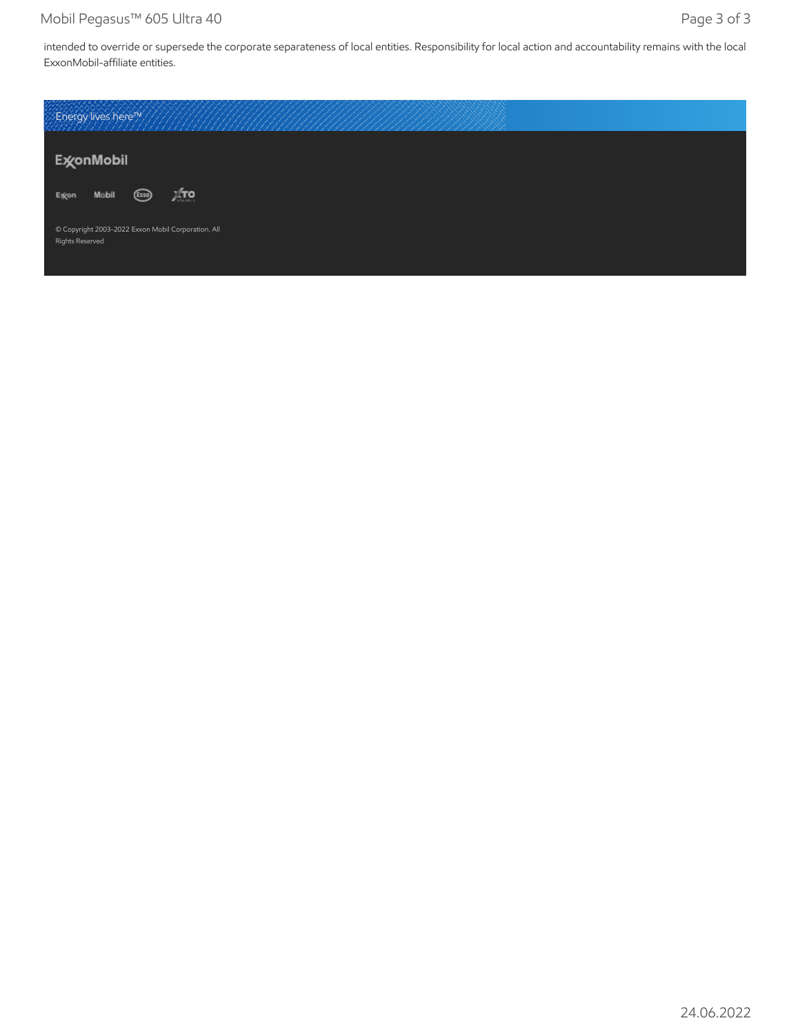intended to override or supersede the corporate separateness of local entities. Responsibility for local action and accountability remains with the local ExxonMobil-affiliate entities.

Energy lives here™

ExxonMobil

Exxon Mobil Esso XTO

© Copyright 2003-2022 Exxon Mobil Corporation. All Rights Reserved